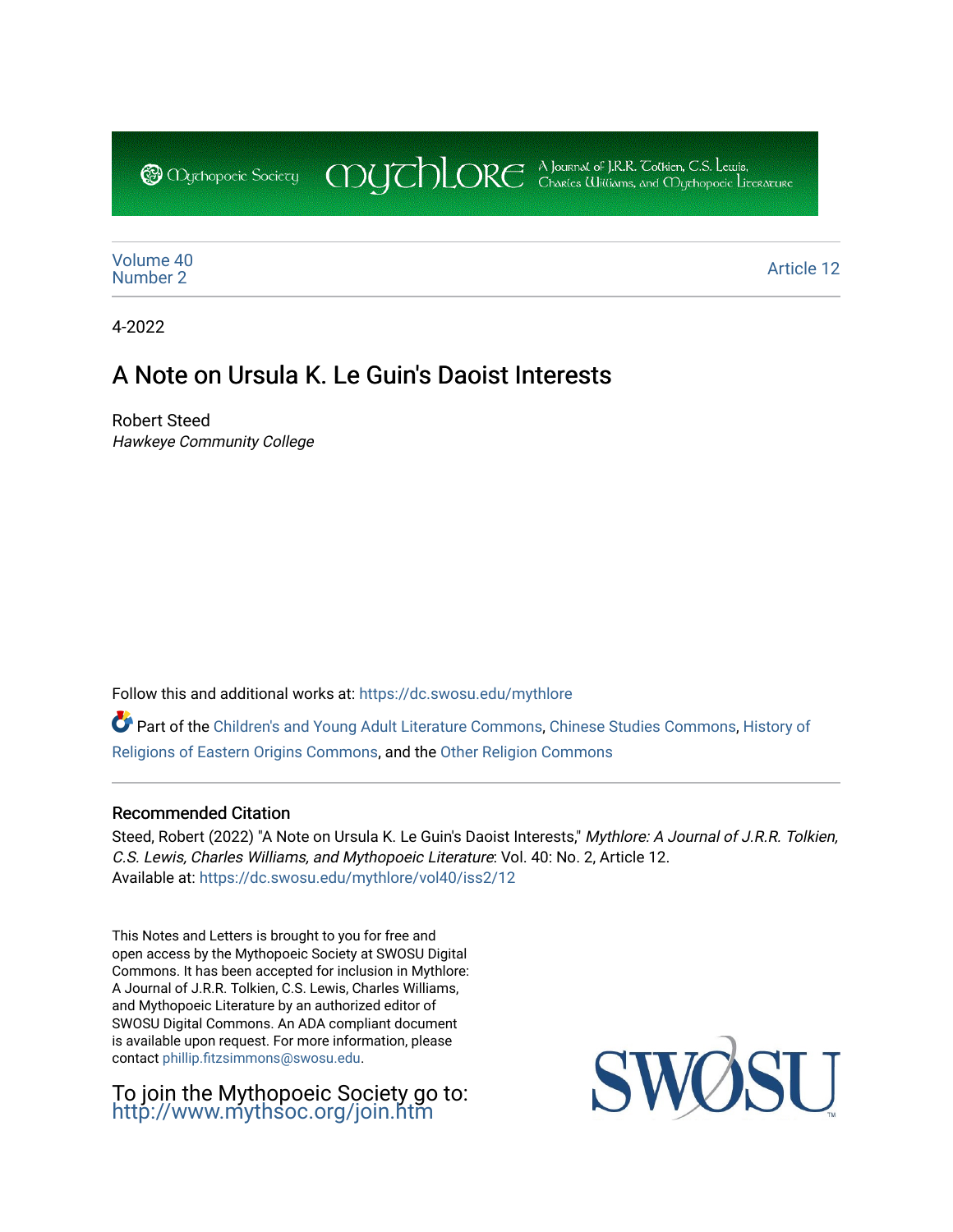Volume 40
Number 2

Article 12

4-2022

# A Note on Ursula K. Le Guin's Daoist Interests

Robert Steed
*Hawkeye Community College*

Follow this and additional works at: https://dc.swosu.edu/mythlore

Part of the Children's and Young Adult Literature Commons, Chinese Studies Commons, History of Religions of Eastern Origins Commons, and the Other Religion Commons

## Recommended Citation

Steed, Robert (2022) "A Note on Ursula K. Le Guin's Daoist Interests," *Mythlore: A Journal of J.R.R. Tolkien, C.S. Lewis, Charles Williams, and Mythopoeic Literature*: Vol. 40: No. 2, Article 12.
Available at: https://dc.swosu.edu/mythlore/vol40/iss2/12

This Notes and Letters is brought to you for free and open access by the Mythopoeic Society at SWOSU Digital Commons. It has been accepted for inclusion in Mythlore: A Journal of J.R.R. Tolkien, C.S. Lewis, Charles Williams, and Mythopoeic Literature by an authorized editor of SWOSU Digital Commons. An ADA compliant document is available upon request. For more information, please contact phillip.fitzsimmons@swosu.edu.

To join the Mythopoeic Society go to: http://www.mythsoc.org/join.htm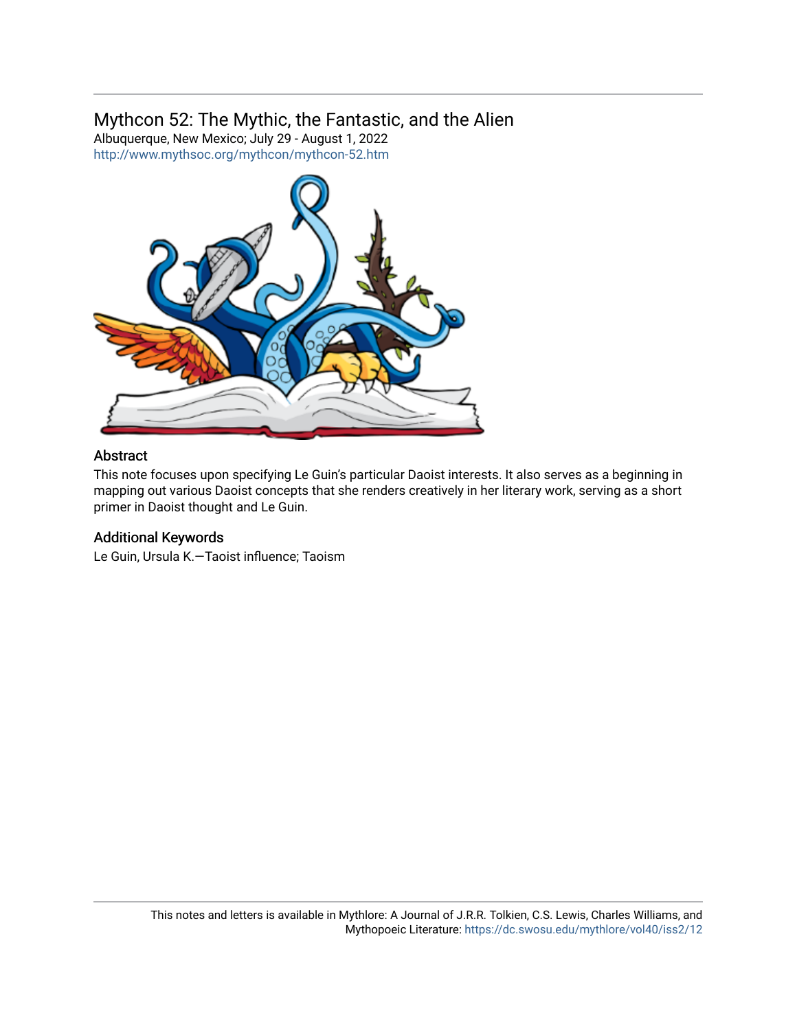## Mythcon 52: The Mythic, the Fantastic, and the Alien

Albuquerque, New Mexico; July 29 - August 1, 2022

http://www.mythsoc.org/mythcon/mythcon-52.htm

### Abstract

This note focuses upon specifying Le Guin's particular Daoist interests. It also serves as a beginning in mapping out various Daoist concepts that she renders creatively in her literary work, serving as a short primer in Daoist thought and Le Guin.

### Additional Keywords

Le Guin, Ursula K.—Taoist influence; Taoism

This notes and letters is available in Mythlore: A Journal of J.R.R. Tolkien, C.S. Lewis, Charles Williams, and Mythopoeic Literature: https://dc.swosu.edu/mythlore/vol40/iss2/12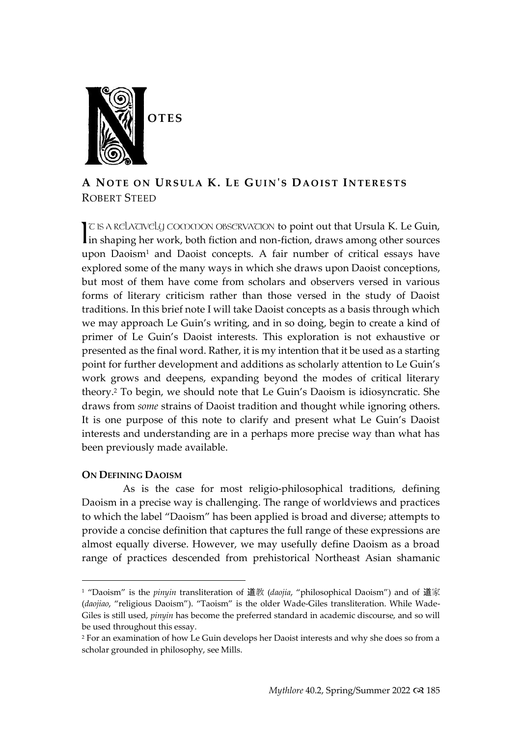# NOTES

## A NOTE ON URSULA K. LE GUIN'S DAOIST INTERESTS

ROBERT STEED

IT IS A RELATIVELY COMMON OBSERVATION to point out that Ursula K. Le Guin, in shaping her work, both fiction and non-fiction, draws among other sources upon Daoism[1] and Daoist concepts. A fair number of critical essays have explored some of the many ways in which she draws upon Daoist conceptions, but most of them have come from scholars and observers versed in various forms of literary criticism rather than those versed in the study of Daoist traditions. In this brief note I will take Daoist concepts as a basis through which we may approach Le Guin's writing, and in so doing, begin to create a kind of primer of Le Guin's Daoist interests. This exploration is not exhaustive or presented as the final word. Rather, it is my intention that it be used as a starting point for further development and additions as scholarly attention to Le Guin's work grows and deepens, expanding beyond the modes of critical literary theory.[2] To begin, we should note that Le Guin's Daoism is idiosyncratic. She draws from *some* strains of Daoist tradition and thought while ignoring others. It is one purpose of this note to clarify and present what Le Guin's Daoist interests and understanding are in a perhaps more precise way than what has been previously made available.

### ON DEFINING DAOISM

As is the case for most religio-philosophical traditions, defining Daoism in a precise way is challenging. The range of worldviews and practices to which the label "Daoism" has been applied is broad and diverse; attempts to provide a concise definition that captures the full range of these expressions are almost equally diverse. However, we may usefully define Daoism as a broad range of practices descended from prehistorical Northeast Asian shamanic

---

[1] "Daoism" is the *pinyin* transliteration of 道教 (*daojia*, "philosophical Daoism") and of 道家 (*daojiao*, "religious Daoism"). "Taoism" is the older Wade-Giles transliteration. While Wade-Giles is still used, *pinyin* has become the preferred standard in academic discourse, and so will be used throughout this essay.

[2] For an examination of how Le Guin develops her Daoist interests and why she does so from a scholar grounded in philosophy, see Mills.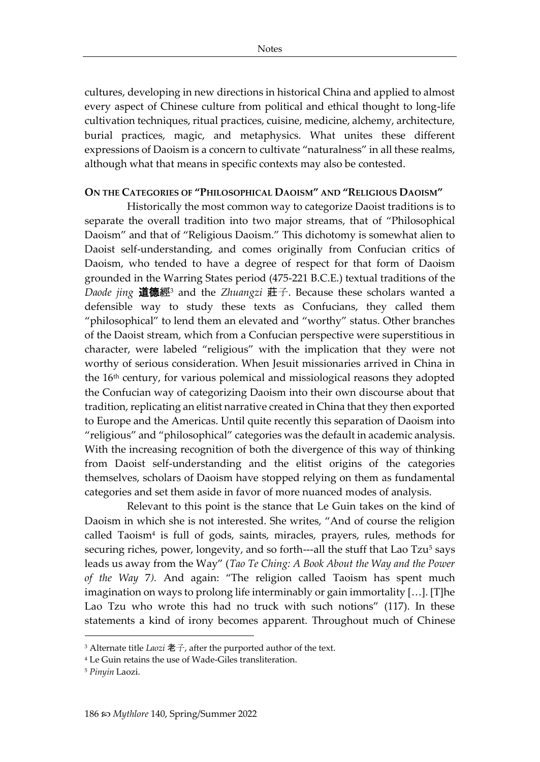cultures, developing in new directions in historical China and applied to almost every aspect of Chinese culture from political and ethical thought to long-life cultivation techniques, ritual practices, cuisine, medicine, alchemy, architecture, burial practices, magic, and metaphysics. What unites these different expressions of Daoism is a concern to cultivate "naturalness" in all these realms, although what that means in specific contexts may also be contested.

## On the Categories of "Philosophical Daoism" and "Religious Daoism"

Historically the most common way to categorize Daoist traditions is to separate the overall tradition into two major streams, that of "Philosophical Daoism" and that of "Religious Daoism." This dichotomy is somewhat alien to Daoist self-understanding, and comes originally from Confucian critics of Daoism, who tended to have a degree of respect for that form of Daoism grounded in the Warring States period (475-221 B.C.E.) textual traditions of the *Daode jing* **道德**經[3] and the *Zhuangzi* 莊子. Because these scholars wanted a defensible way to study these texts as Confucians, they called them "philosophical" to lend them an elevated and "worthy" status. Other branches of the Daoist stream, which from a Confucian perspective were superstitious in character, were labeled "religious" with the implication that they were not worthy of serious consideration. When Jesuit missionaries arrived in China in the 16th century, for various polemical and missiological reasons they adopted the Confucian way of categorizing Daoism into their own discourse about that tradition, replicating an elitist narrative created in China that they then exported to Europe and the Americas. Until quite recently this separation of Daoism into "religious" and "philosophical" categories was the default in academic analysis. With the increasing recognition of both the divergence of this way of thinking from Daoist self-understanding and the elitist origins of the categories themselves, scholars of Daoism have stopped relying on them as fundamental categories and set them aside in favor of more nuanced modes of analysis.

Relevant to this point is the stance that Le Guin takes on the kind of Daoism in which she is not interested. She writes, "And of course the religion called Taoism[4] is full of gods, saints, miracles, prayers, rules, methods for securing riches, power, longevity, and so forth---all the stuff that Lao Tzu[5] says leads us away from the Way" (*Tao Te Ching: A Book About the Way and the Power of the Way* 7*).* And again: "The religion called Taoism has spent much imagination on ways to prolong life interminably or gain immortality […]. [T]he Lao Tzu who wrote this had no truck with such notions" (117). In these statements a kind of irony becomes apparent. Throughout much of Chinese

[3] Alternate title *Laozi* 老子, after the purported author of the text.

[4] Le Guin retains the use of Wade-Giles transliteration.

[5] *Pinyin* Laozi.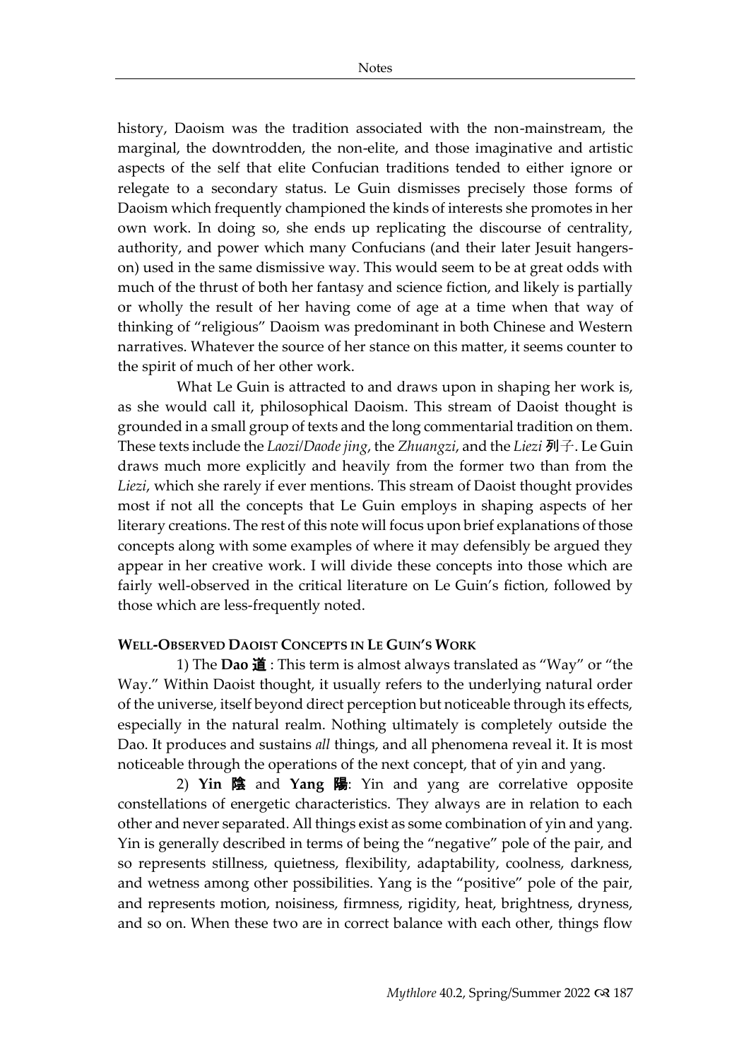history, Daoism was the tradition associated with the non-mainstream, the marginal, the downtrodden, the non-elite, and those imaginative and artistic aspects of the self that elite Confucian traditions tended to either ignore or relegate to a secondary status. Le Guin dismisses precisely those forms of Daoism which frequently championed the kinds of interests she promotes in her own work. In doing so, she ends up replicating the discourse of centrality, authority, and power which many Confucians (and their later Jesuit hangers-on) used in the same dismissive way. This would seem to be at great odds with much of the thrust of both her fantasy and science fiction, and likely is partially or wholly the result of her having come of age at a time when that way of thinking of "religious" Daoism was predominant in both Chinese and Western narratives. Whatever the source of her stance on this matter, it seems counter to the spirit of much of her other work.

What Le Guin is attracted to and draws upon in shaping her work is, as she would call it, philosophical Daoism. This stream of Daoist thought is grounded in a small group of texts and the long commentarial tradition on them. These texts include the *Laozi*/*Daode jing*, the *Zhuangzi*, and the *Liezi* 列子. Le Guin draws much more explicitly and heavily from the former two than from the *Liezi*, which she rarely if ever mentions. This stream of Daoist thought provides most if not all the concepts that Le Guin employs in shaping aspects of her literary creations. The rest of this note will focus upon brief explanations of those concepts along with some examples of where it may defensibly be argued they appear in her creative work. I will divide these concepts into those which are fairly well-observed in the critical literature on Le Guin's fiction, followed by those which are less-frequently noted.

### Well-Observed Daoist Concepts in Le Guin's Work

1) The **Dao 道** : This term is almost always translated as "Way" or "the Way." Within Daoist thought, it usually refers to the underlying natural order of the universe, itself beyond direct perception but noticeable through its effects, especially in the natural realm. Nothing ultimately is completely outside the Dao. It produces and sustains *all* things, and all phenomena reveal it. It is most noticeable through the operations of the next concept, that of yin and yang.

2) **Yin 陰** and **Yang 陽**: Yin and yang are correlative opposite constellations of energetic characteristics. They always are in relation to each other and never separated. All things exist as some combination of yin and yang. Yin is generally described in terms of being the "negative" pole of the pair, and so represents stillness, quietness, flexibility, adaptability, coolness, darkness, and wetness among other possibilities. Yang is the "positive" pole of the pair, and represents motion, noisiness, firmness, rigidity, heat, brightness, dryness, and so on. When these two are in correct balance with each other, things flow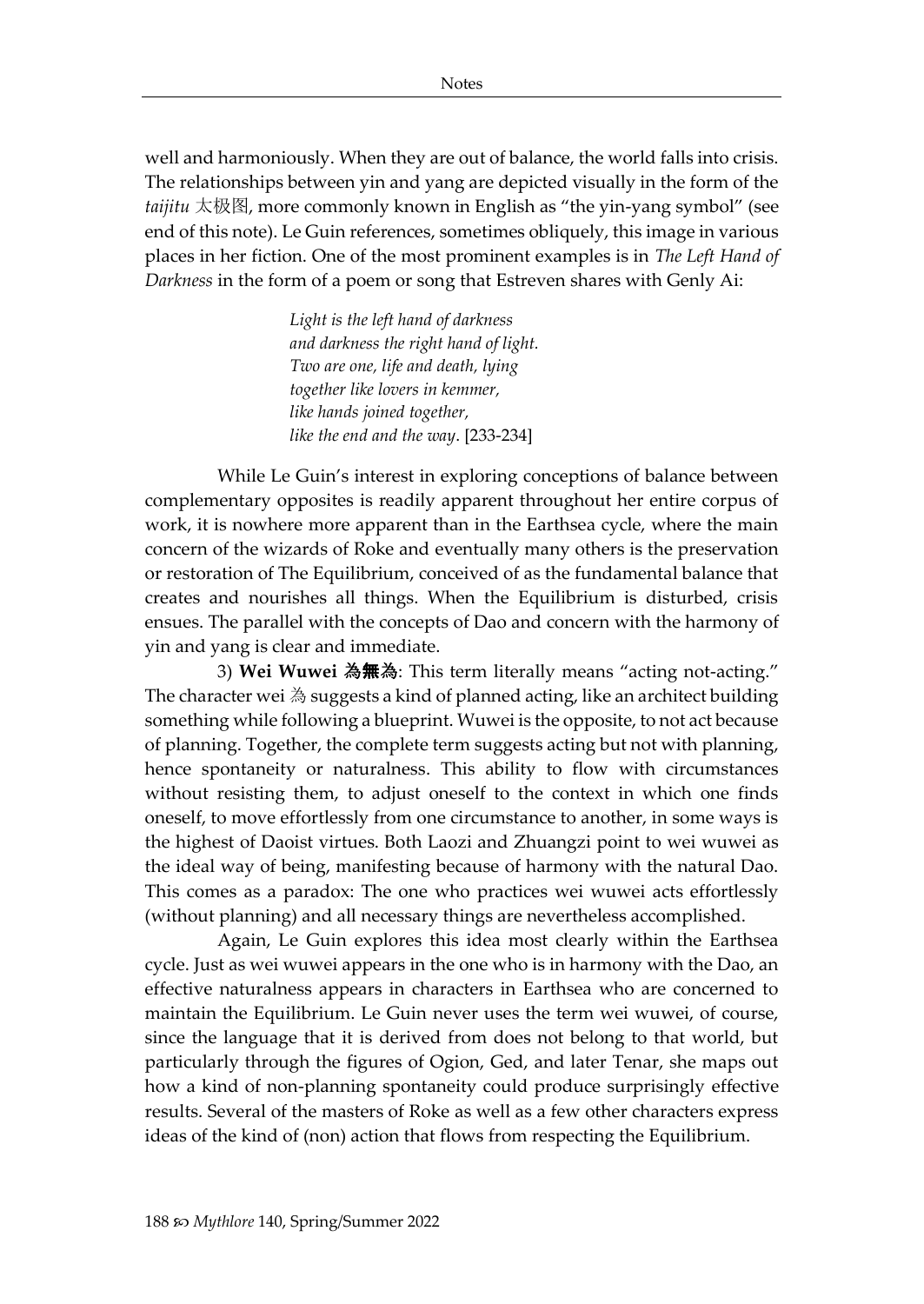well and harmoniously. When they are out of balance, the world falls into crisis. The relationships between yin and yang are depicted visually in the form of the *taijitu* 太极图, more commonly known in English as "the yin-yang symbol" (see end of this note). Le Guin references, sometimes obliquely, this image in various places in her fiction. One of the most prominent examples is in *The Left Hand of Darkness* in the form of a poem or song that Estreven shares with Genly Ai:

> *Light is the left hand of darkness*
> *and darkness the right hand of light.*
> *Two are one, life and death, lying*
> *together like lovers in kemmer,*
> *like hands joined together,*
> *like the end and the way*. [233-234]

While Le Guin's interest in exploring conceptions of balance between complementary opposites is readily apparent throughout her entire corpus of work, it is nowhere more apparent than in the Earthsea cycle, where the main concern of the wizards of Roke and eventually many others is the preservation or restoration of The Equilibrium, conceived of as the fundamental balance that creates and nourishes all things. When the Equilibrium is disturbed, crisis ensues. The parallel with the concepts of Dao and concern with the harmony of yin and yang is clear and immediate.

3) **Wei Wuwei 為無為**: This term literally means "acting not-acting." The character wei 為 suggests a kind of planned acting, like an architect building something while following a blueprint. Wuwei is the opposite, to not act because of planning. Together, the complete term suggests acting but not with planning, hence spontaneity or naturalness. This ability to flow with circumstances without resisting them, to adjust oneself to the context in which one finds oneself, to move effortlessly from one circumstance to another, in some ways is the highest of Daoist virtues. Both Laozi and Zhuangzi point to wei wuwei as the ideal way of being, manifesting because of harmony with the natural Dao. This comes as a paradox: The one who practices wei wuwei acts effortlessly (without planning) and all necessary things are nevertheless accomplished.

Again, Le Guin explores this idea most clearly within the Earthsea cycle. Just as wei wuwei appears in the one who is in harmony with the Dao, an effective naturalness appears in characters in Earthsea who are concerned to maintain the Equilibrium. Le Guin never uses the term wei wuwei, of course, since the language that it is derived from does not belong to that world, but particularly through the figures of Ogion, Ged, and later Tenar, she maps out how a kind of non-planning spontaneity could produce surprisingly effective results. Several of the masters of Roke as well as a few other characters express ideas of the kind of (non) action that flows from respecting the Equilibrium.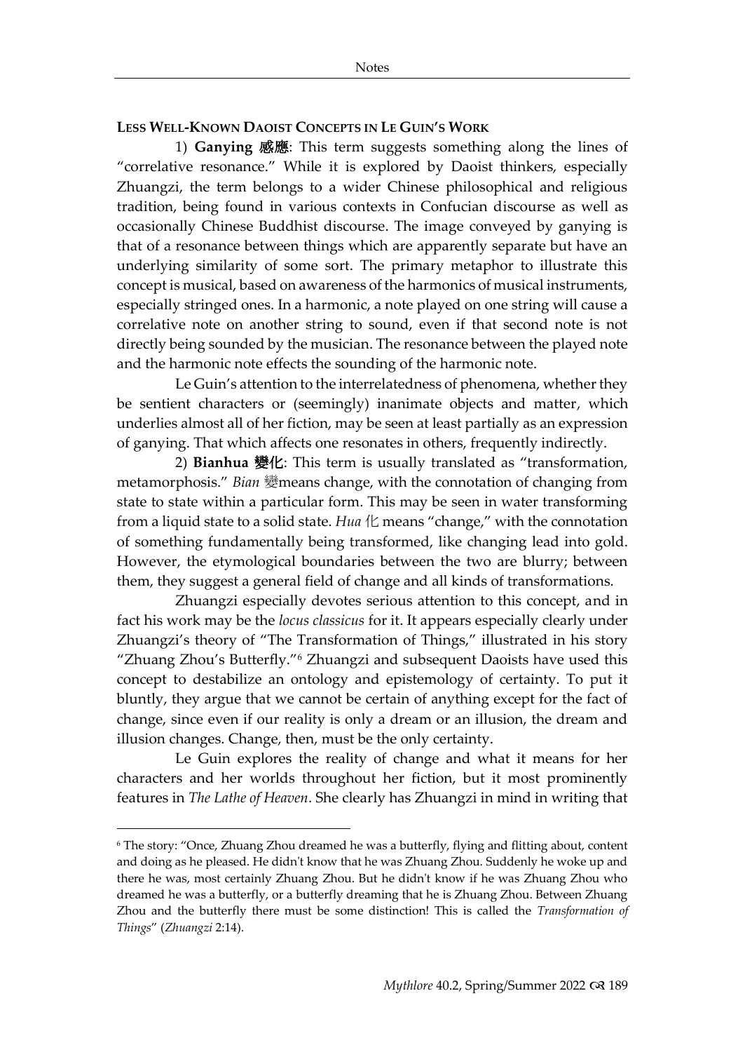**LESS WELL-KNOWN DAOIST CONCEPTS IN LE GUIN'S WORK**

1) **Ganying 感應**: This term suggests something along the lines of "correlative resonance." While it is explored by Daoist thinkers, especially Zhuangzi, the term belongs to a wider Chinese philosophical and religious tradition, being found in various contexts in Confucian discourse as well as occasionally Chinese Buddhist discourse. The image conveyed by ganying is that of a resonance between things which are apparently separate but have an underlying similarity of some sort. The primary metaphor to illustrate this concept is musical, based on awareness of the harmonics of musical instruments, especially stringed ones. In a harmonic, a note played on one string will cause a correlative note on another string to sound, even if that second note is not directly being sounded by the musician. The resonance between the played note and the harmonic note effects the sounding of the harmonic note.

Le Guin's attention to the interrelatedness of phenomena, whether they be sentient characters or (seemingly) inanimate objects and matter, which underlies almost all of her fiction, may be seen at least partially as an expression of ganying. That which affects one resonates in others, frequently indirectly.

2) **Bianhua 變化**: This term is usually translated as "transformation, metamorphosis." *Bian* 變means change, with the connotation of changing from state to state within a particular form. This may be seen in water transforming from a liquid state to a solid state. *Hua* 化 means "change," with the connotation of something fundamentally being transformed, like changing lead into gold. However, the etymological boundaries between the two are blurry; between them, they suggest a general field of change and all kinds of transformations.

Zhuangzi especially devotes serious attention to this concept, and in fact his work may be the *locus classicus* for it. It appears especially clearly under Zhuangzi's theory of "The Transformation of Things," illustrated in his story "Zhuang Zhou's Butterfly."[6] Zhuangzi and subsequent Daoists have used this concept to destabilize an ontology and epistemology of certainty. To put it bluntly, they argue that we cannot be certain of anything except for the fact of change, since even if our reality is only a dream or an illusion, the dream and illusion changes. Change, then, must be the only certainty.

Le Guin explores the reality of change and what it means for her characters and her worlds throughout her fiction, but it most prominently features in *The Lathe of Heaven*. She clearly has Zhuangzi in mind in writing that

---

[6] The story: "Once, Zhuang Zhou dreamed he was a butterfly, flying and flitting about, content and doing as he pleased. He didn't know that he was Zhuang Zhou. Suddenly he woke up and there he was, most certainly Zhuang Zhou. But he didn't know if he was Zhuang Zhou who dreamed he was a butterfly, or a butterfly dreaming that he is Zhuang Zhou. Between Zhuang Zhou and the butterfly there must be some distinction! This is called the *Transformation of Things*" (*Zhuangzi* 2:14).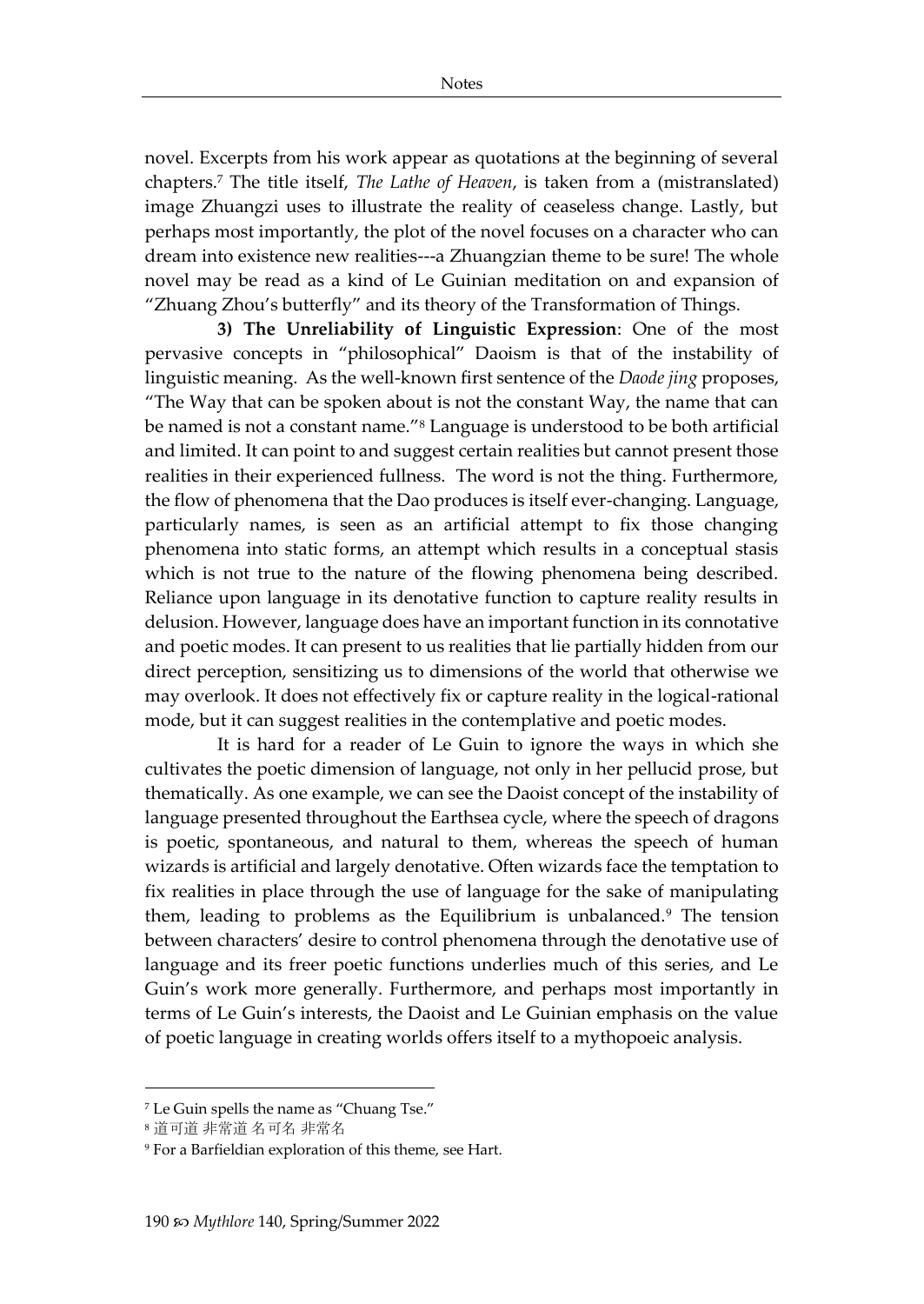novel. Excerpts from his work appear as quotations at the beginning of several chapters.[7] The title itself, *The Lathe of Heaven*, is taken from a (mistranslated) image Zhuangzi uses to illustrate the reality of ceaseless change. Lastly, but perhaps most importantly, the plot of the novel focuses on a character who can dream into existence new realities---a Zhuangzian theme to be sure! The whole novel may be read as a kind of Le Guinian meditation on and expansion of "Zhuang Zhou's butterfly" and its theory of the Transformation of Things.

**3) The Unreliability of Linguistic Expression**: One of the most pervasive concepts in "philosophical" Daoism is that of the instability of linguistic meaning. As the well-known first sentence of the *Daode jing* proposes, "The Way that can be spoken about is not the constant Way, the name that can be named is not a constant name."[8] Language is understood to be both artificial and limited. It can point to and suggest certain realities but cannot present those realities in their experienced fullness. The word is not the thing. Furthermore, the flow of phenomena that the Dao produces is itself ever-changing. Language, particularly names, is seen as an artificial attempt to fix those changing phenomena into static forms, an attempt which results in a conceptual stasis which is not true to the nature of the flowing phenomena being described. Reliance upon language in its denotative function to capture reality results in delusion. However, language does have an important function in its connotative and poetic modes. It can present to us realities that lie partially hidden from our direct perception, sensitizing us to dimensions of the world that otherwise we may overlook. It does not effectively fix or capture reality in the logical-rational mode, but it can suggest realities in the contemplative and poetic modes.

It is hard for a reader of Le Guin to ignore the ways in which she cultivates the poetic dimension of language, not only in her pellucid prose, but thematically. As one example, we can see the Daoist concept of the instability of language presented throughout the Earthsea cycle, where the speech of dragons is poetic, spontaneous, and natural to them, whereas the speech of human wizards is artificial and largely denotative. Often wizards face the temptation to fix realities in place through the use of language for the sake of manipulating them, leading to problems as the Equilibrium is unbalanced.[9] The tension between characters' desire to control phenomena through the denotative use of language and its freer poetic functions underlies much of this series, and Le Guin's work more generally. Furthermore, and perhaps most importantly in terms of Le Guin's interests, the Daoist and Le Guinian emphasis on the value of poetic language in creating worlds offers itself to a mythopoeic analysis.

---

[7] Le Guin spells the name as "Chuang Tse."

[8] 道可道 非常道 名可名 非常名

[9] For a Barfieldian exploration of this theme, see Hart.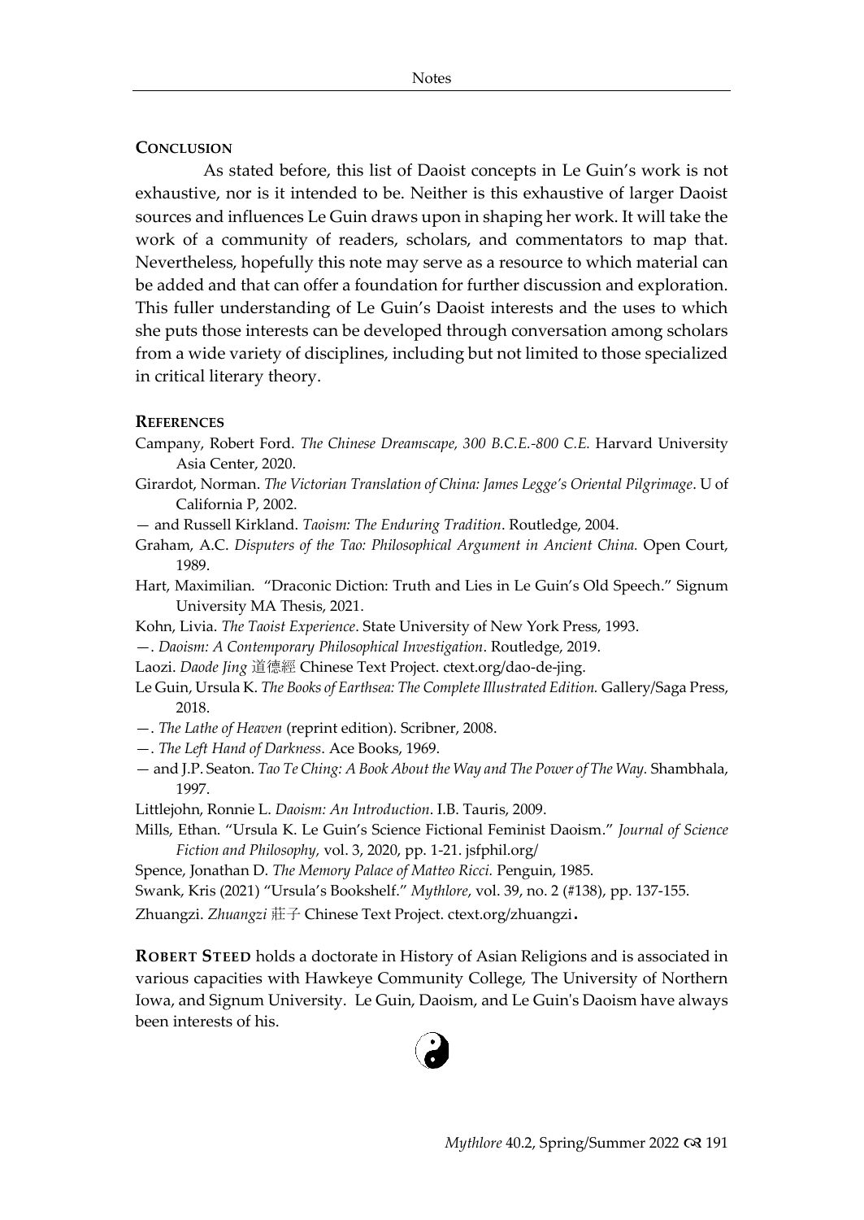## CONCLUSION

As stated before, this list of Daoist concepts in Le Guin's work is not exhaustive, nor is it intended to be. Neither is this exhaustive of larger Daoist sources and influences Le Guin draws upon in shaping her work. It will take the work of a community of readers, scholars, and commentators to map that. Nevertheless, hopefully this note may serve as a resource to which material can be added and that can offer a foundation for further discussion and exploration. This fuller understanding of Le Guin's Daoist interests and the uses to which she puts those interests can be developed through conversation among scholars from a wide variety of disciplines, including but not limited to those specialized in critical literary theory.

## REFERENCES

Campany, Robert Ford. *The Chinese Dreamscape, 300 B.C.E.-800 C.E.* Harvard University Asia Center, 2020.

Girardot, Norman. *The Victorian Translation of China: James Legge's Oriental Pilgrimage*. U of California P, 2002.

— and Russell Kirkland. *Taoism: The Enduring Tradition*. Routledge, 2004.

Graham, A.C. *Disputers of the Tao: Philosophical Argument in Ancient China.* Open Court, 1989.

Hart, Maximilian. "Draconic Diction: Truth and Lies in Le Guin's Old Speech." Signum University MA Thesis, 2021.

Kohn, Livia. *The Taoist Experience*. State University of New York Press, 1993.

—. *Daoism: A Contemporary Philosophical Investigation*. Routledge, 2019.

Laozi. *Daode Jing* 道德經 Chinese Text Project. ctext.org/dao-de-jing.

Le Guin, Ursula K. *The Books of Earthsea: The Complete Illustrated Edition.* Gallery/Saga Press, 2018.

—. *The Lathe of Heaven* (reprint edition). Scribner, 2008.

—. *The Left Hand of Darkness*. Ace Books, 1969.

— and J.P. Seaton. *Tao Te Ching: A Book About the Way and The Power of The Way.* Shambhala, 1997.

Littlejohn, Ronnie L. *Daoism: An Introduction*. I.B. Tauris, 2009.

Mills, Ethan. "Ursula K. Le Guin's Science Fictional Feminist Daoism." *Journal of Science Fiction and Philosophy,* vol. 3, 2020, pp. 1-21. jsfphil.org/

Spence, Jonathan D. *The Memory Palace of Matteo Ricci.* Penguin, 1985.

Swank, Kris (2021) "Ursula's Bookshelf." *Mythlore*, vol. 39, no. 2 (#138), pp. 137-155.

Zhuangzi. *Zhuangzi* 莊子 Chinese Text Project. ctext.org/zhuangzi.

**ROBERT STEED** holds a doctorate in History of Asian Religions and is associated in various capacities with Hawkeye Community College, The University of Northern Iowa, and Signum University. Le Guin, Daoism, and Le Guin's Daoism have always been interests of his.